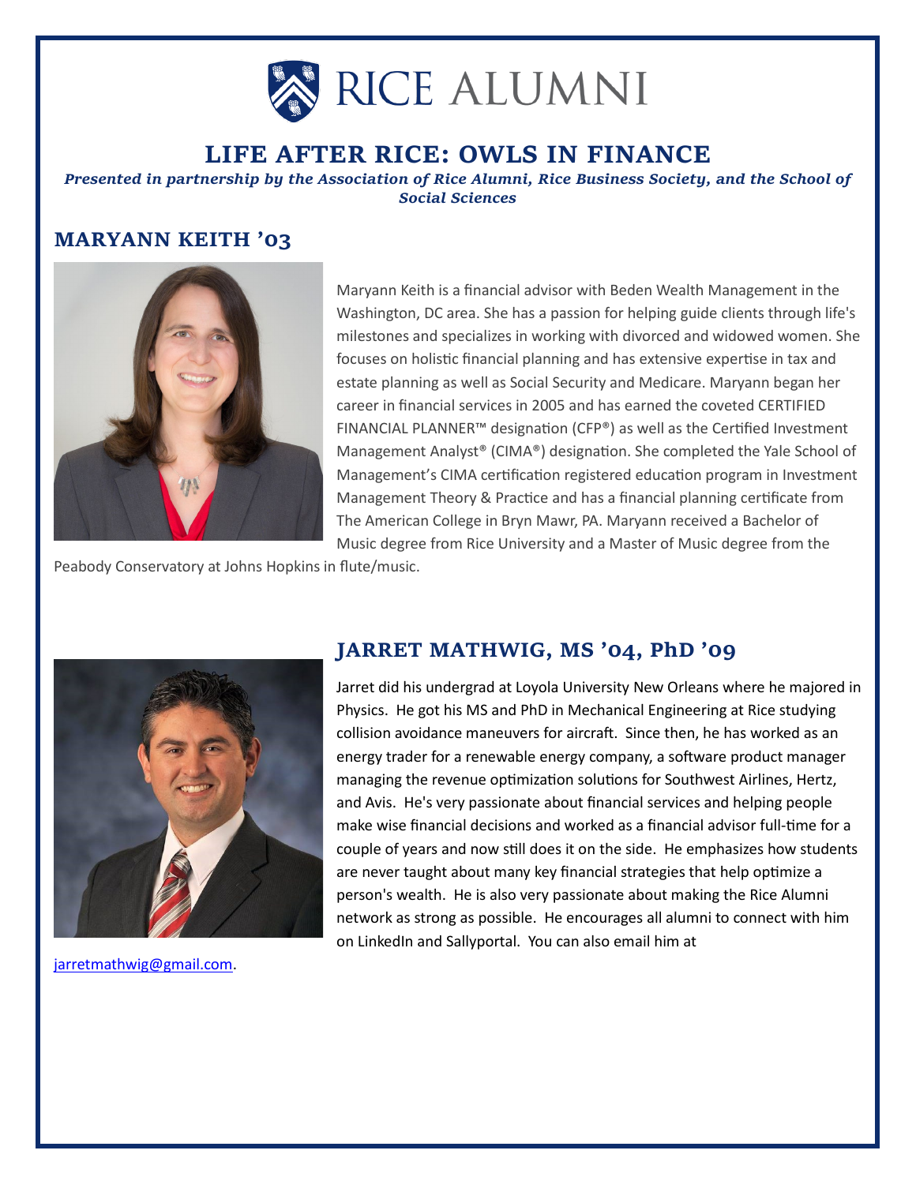# RICE ALUMNI

## LIFE AFTER RICE: OWLS IN FINANCE

*Presented in partnership by the Association of Rice Alumni, Rice Business Society, and the School of Social Sciences*

### MARYANN KEITH '03

Maryann Keith is a financial advisor with Beden Wealth Management in the Washington, DC area. She has a passion for helping guide clients through life's milestones and specializes in working with divorced and widowed women. She focuses on holistic financial planning and has extensive expertise in tax and estate planning as well as Social Security and Medicare. Maryann began her career in financial services in 2005 and has earned the coveted CERTIFIED FINANCIAL PLANNER™ designation (CFP®) as well as the Certified Investment Management Analyst® (CIMA®) designation. She completed the Yale School of Management's CIMA certification registered education program in Investment Management Theory & Practice and has a financial planning certificate from The American College in Bryn Mawr, PA. Maryann received a Bachelor of Music degree from Rice University and a Master of Music degree from the Peabody Conservatory at Johns Hopkins in flute/music.

### JARRET MATHWIG, MS '04, PhD '09

Jarret did his undergrad at Loyola University New Orleans where he majored in Physics. He got his MS and PhD in Mechanical Engineering at Rice studying collision avoidance maneuvers for aircraft. Since then, he has worked as an energy trader for a renewable energy company, a software product manager managing the revenue optimization solutions for Southwest Airlines, Hertz, and Avis. He's very passionate about financial services and helping people make wise financial decisions and worked as a financial advisor full-time for a couple of years and now still does it on the side. He emphasizes how students are never taught about many key financial strategies that help optimize a person's wealth. He is also very passionate about making the Rice Alumni network as strong as possible. He encourages all alumni to connect with him on LinkedIn and Sallyportal. You can also email him at jarretmathwig@gmail.com.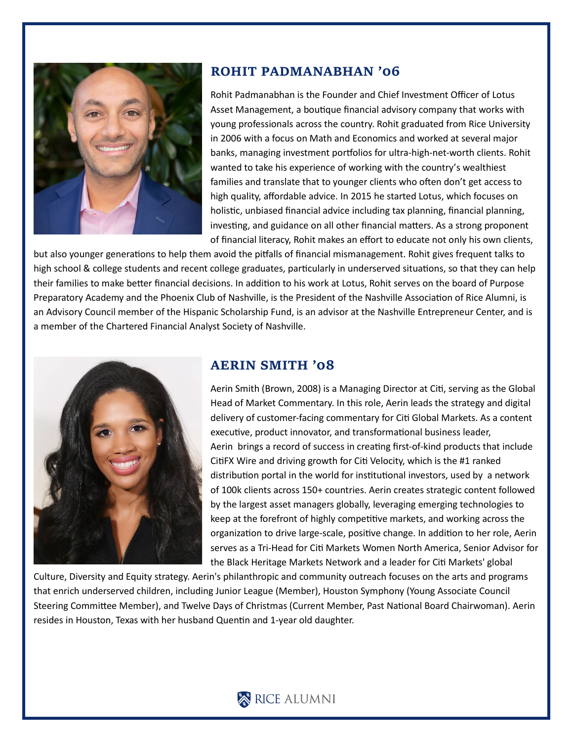## ROHIT PADMANABHAN '06

Rohit Padmanabhan is the Founder and Chief Investment Officer of Lotus Asset Management, a boutique financial advisory company that works with young professionals across the country. Rohit graduated from Rice University in 2006 with a focus on Math and Economics and worked at several major banks, managing investment portfolios for ultra-high-net-worth clients. Rohit wanted to take his experience of working with the country's wealthiest families and translate that to younger clients who often don't get access to high quality, affordable advice. In 2015 he started Lotus, which focuses on holistic, unbiased financial advice including tax planning, financial planning, investing, and guidance on all other financial matters. As a strong proponent of financial literacy, Rohit makes an effort to educate not only his own clients, but also younger generations to help them avoid the pitfalls of financial mismanagement. Rohit gives frequent talks to high school & college students and recent college graduates, particularly in underserved situations, so that they can help their families to make better financial decisions. In addition to his work at Lotus, Rohit serves on the board of Purpose Preparatory Academy and the Phoenix Club of Nashville, is the President of the Nashville Association of Rice Alumni, is an Advisory Council member of the Hispanic Scholarship Fund, is an advisor at the Nashville Entrepreneur Center, and is a member of the Chartered Financial Analyst Society of Nashville.

## AERIN SMITH '08

Aerin Smith (Brown, 2008) is a Managing Director at Citi, serving as the Global Head of Market Commentary. In this role, Aerin leads the strategy and digital delivery of customer-facing commentary for Citi Global Markets. As a content executive, product innovator, and transformational business leader, Aerin brings a record of success in creating first-of-kind products that include CitiFX Wire and driving growth for Citi Velocity, which is the #1 ranked distribution portal in the world for institutional investors, used by a network of 100k clients across 150+ countries. Aerin creates strategic content followed by the largest asset managers globally, leveraging emerging technologies to keep at the forefront of highly competitive markets, and working across the organization to drive large-scale, positive change. In addition to her role, Aerin serves as a Tri-Head for Citi Markets Women North America, Senior Advisor for the Black Heritage Markets Network and a leader for Citi Markets' global Culture, Diversity and Equity strategy. Aerin's philanthropic and community outreach focuses on the arts and programs that enrich underserved children, including Junior League (Member), Houston Symphony (Young Associate Council Steering Committee Member), and Twelve Days of Christmas (Current Member, Past National Board Chairwoman). Aerin resides in Houston, Texas with her husband Quentin and 1-year old daughter.

RICE ALUMNI